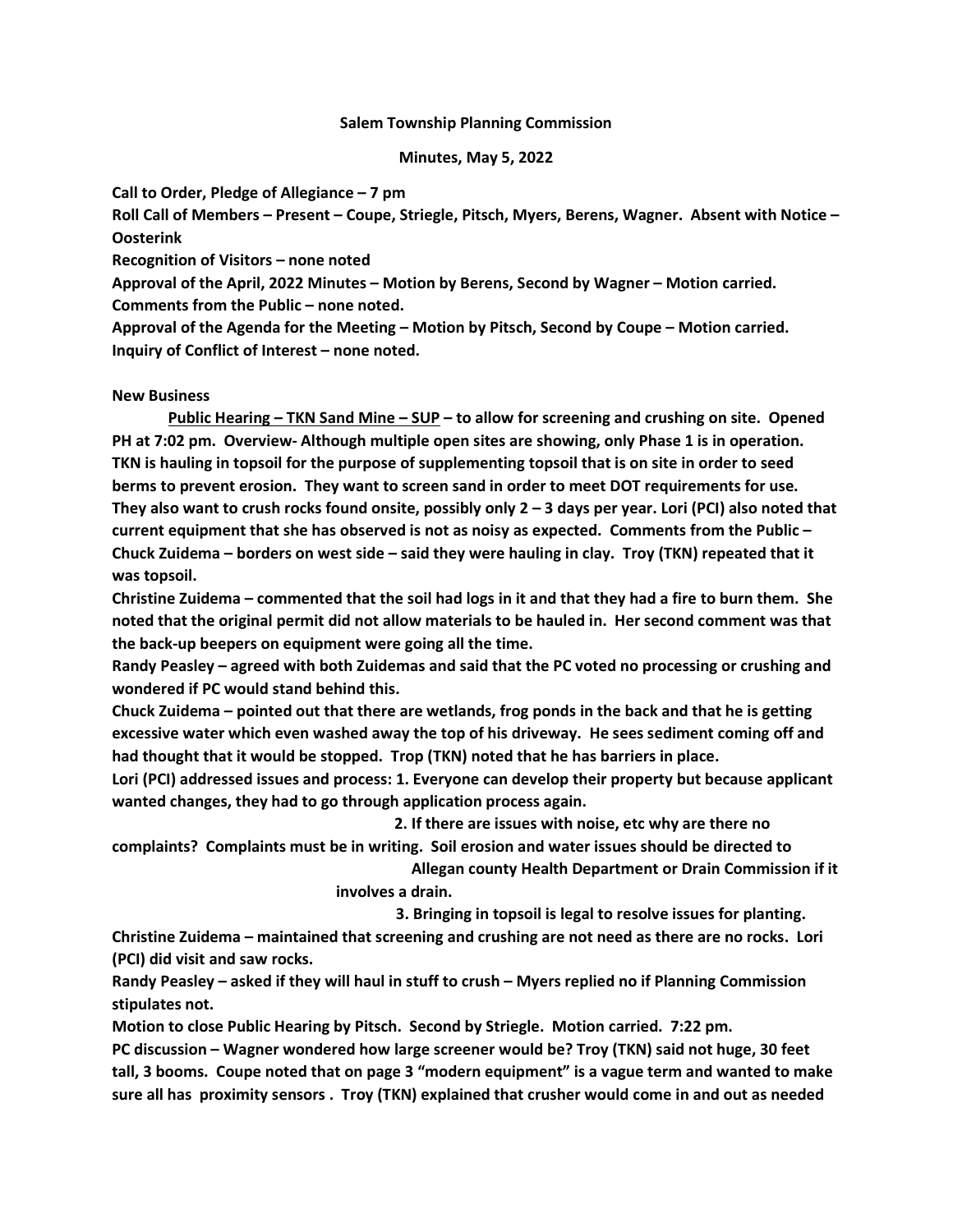**Salem Township Planning Commission**

**Minutes, May 5, 2022**

**Call to Order, Pledge of Allegiance – 7 pm**

**Roll Call of Members – Present – Coupe, Striegle, Pitsch, Myers, Berens, Wagner. Absent with Notice – Oosterink**

**Recognition of Visitors – none noted**

**Approval of the April, 2022 Minutes – Motion by Berens, Second by Wagner – Motion carried.**

**Comments from the Public – none noted.**

**Approval of the Agenda for the Meeting – Motion by Pitsch, Second by Coupe – Motion carried.**

**Inquiry of Conflict of Interest – none noted.**

**New Business**

**<u>Public Hearing – TKN Sand Mine – SUP</u> – to allow for screening and crushing on site. Opened PH at 7:02 pm. Overview- Although multiple open sites are showing, only Phase 1 is in operation. TKN is hauling in topsoil for the purpose of supplementing topsoil that is on site in order to seed berms to prevent erosion. They want to screen sand in order to meet DOT requirements for use. They also want to crush rocks found onsite, possibly only 2 – 3 days per year. Lori (PCI) also noted that current equipment that she has observed is not as noisy as expected. Comments from the Public – Chuck Zuidema – borders on west side – said they were hauling in clay. Troy (TKN) repeated that it was topsoil.**

**Christine Zuidema – commented that the soil had logs in it and that they had a fire to burn them. She noted that the original permit did not allow materials to be hauled in. Her second comment was that the back-up beepers on equipment were going all the time.**

**Randy Peasley – agreed with both Zuidemas and said that the PC voted no processing or crushing and wondered if PC would stand behind this.**

**Chuck Zuidema – pointed out that there are wetlands, frog ponds in the back and that he is getting excessive water which even washed away the top of his driveway. He sees sediment coming off and had thought that it would be stopped. Trop (TKN) noted that he has barriers in place.**

**Lori (PCI) addressed issues and process: 1. Everyone can develop their property but because applicant wanted changes, they had to go through application process again.**

**2. If there are issues with noise, etc why are there no complaints? Complaints must be in writing. Soil erosion and water issues should be directed to Allegan county Health Department or Drain Commission if it involves a drain.**

**3. Bringing in topsoil is legal to resolve issues for planting.**

**Christine Zuidema – maintained that screening and crushing are not need as there are no rocks. Lori (PCI) did visit and saw rocks.**

**Randy Peasley – asked if they will haul in stuff to crush – Myers replied no if Planning Commission stipulates not.**

**Motion to close Public Hearing by Pitsch. Second by Striegle. Motion carried. 7:22 pm.**

**PC discussion – Wagner wondered how large screener would be? Troy (TKN) said not huge, 30 feet tall, 3 booms. Coupe noted that on page 3 "modern equipment" is a vague term and wanted to make sure all has proximity sensors . Troy (TKN) explained that crusher would come in and out as needed**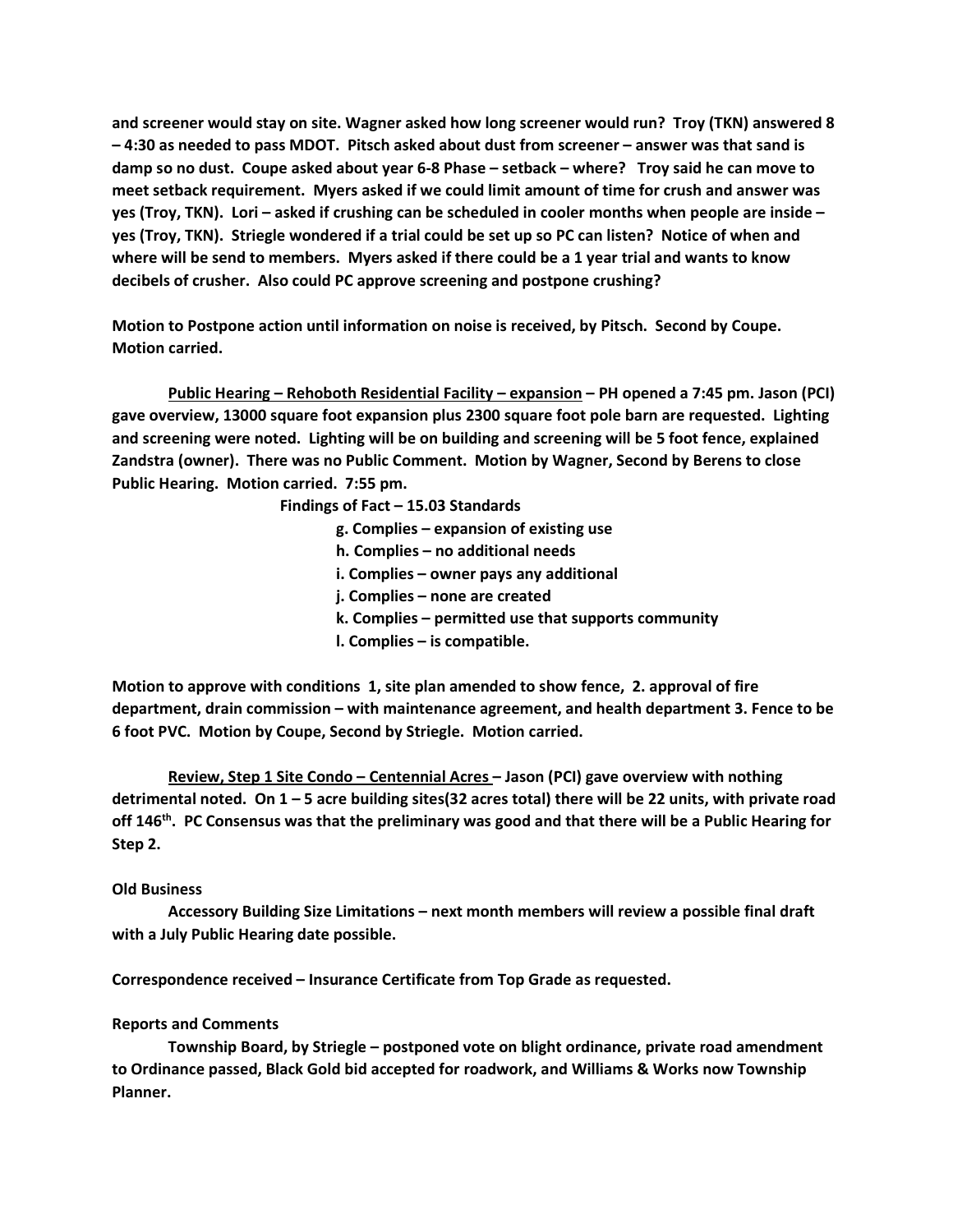**and screener would stay on site. Wagner asked how long screener would run? Troy (TKN) answered 8 – 4:30 as needed to pass MDOT. Pitsch asked about dust from screener – answer was that sand is damp so no dust. Coupe asked about year 6-8 Phase – setback – where? Troy said he can move to meet setback requirement. Myers asked if we could limit amount of time for crush and answer was yes (Troy, TKN). Lori – asked if crushing can be scheduled in cooler months when people are inside – yes (Troy, TKN). Striegle wondered if a trial could be set up so PC can listen? Notice of when and where will be send to members. Myers asked if there could be a 1 year trial and wants to know decibels of crusher. Also could PC approve screening and postpone crushing?**

**Motion to Postpone action until information on noise is received, by Pitsch. Second by Coupe. Motion carried.**

**<u>Public Hearing – Rehoboth Residential Facility – expansion</u> – PH opened a 7:45 pm. Jason (PCI) gave overview, 13000 square foot expansion plus 2300 square foot pole barn are requested. Lighting and screening were noted. Lighting will be on building and screening will be 5 foot fence, explained Zandstra (owner). There was no Public Comment. Motion by Wagner, Second by Berens to close Public Hearing. Motion carried. 7:55 pm.**

**Findings of Fact – 15.03 Standards**

- **g. Complies – expansion of existing use**
- **h. Complies – no additional needs**
- **i. Complies – owner pays any additional**
- **j. Complies – none are created**
- **k. Complies – permitted use that supports community**
- **l. Complies – is compatible.**

**Motion to approve with conditions 1, site plan amended to show fence, 2. approval of fire department, drain commission – with maintenance agreement, and health department 3. Fence to be 6 foot PVC. Motion by Coupe, Second by Striegle. Motion carried.**

**<u>Review, Step 1 Site Condo – Centennial Acres</u> – Jason (PCI) gave overview with nothing detrimental noted. On 1 – 5 acre building sites(32 acres total) there will be 22 units, with private road off 146th. PC Consensus was that the preliminary was good and that there will be a Public Hearing for Step 2.**

**Old Business**

**Accessory Building Size Limitations – next month members will review a possible final draft with a July Public Hearing date possible.**

**Correspondence received – Insurance Certificate from Top Grade as requested.**

**Reports and Comments**

**Township Board, by Striegle – postponed vote on blight ordinance, private road amendment to Ordinance passed, Black Gold bid accepted for roadwork, and Williams & Works now Township Planner.**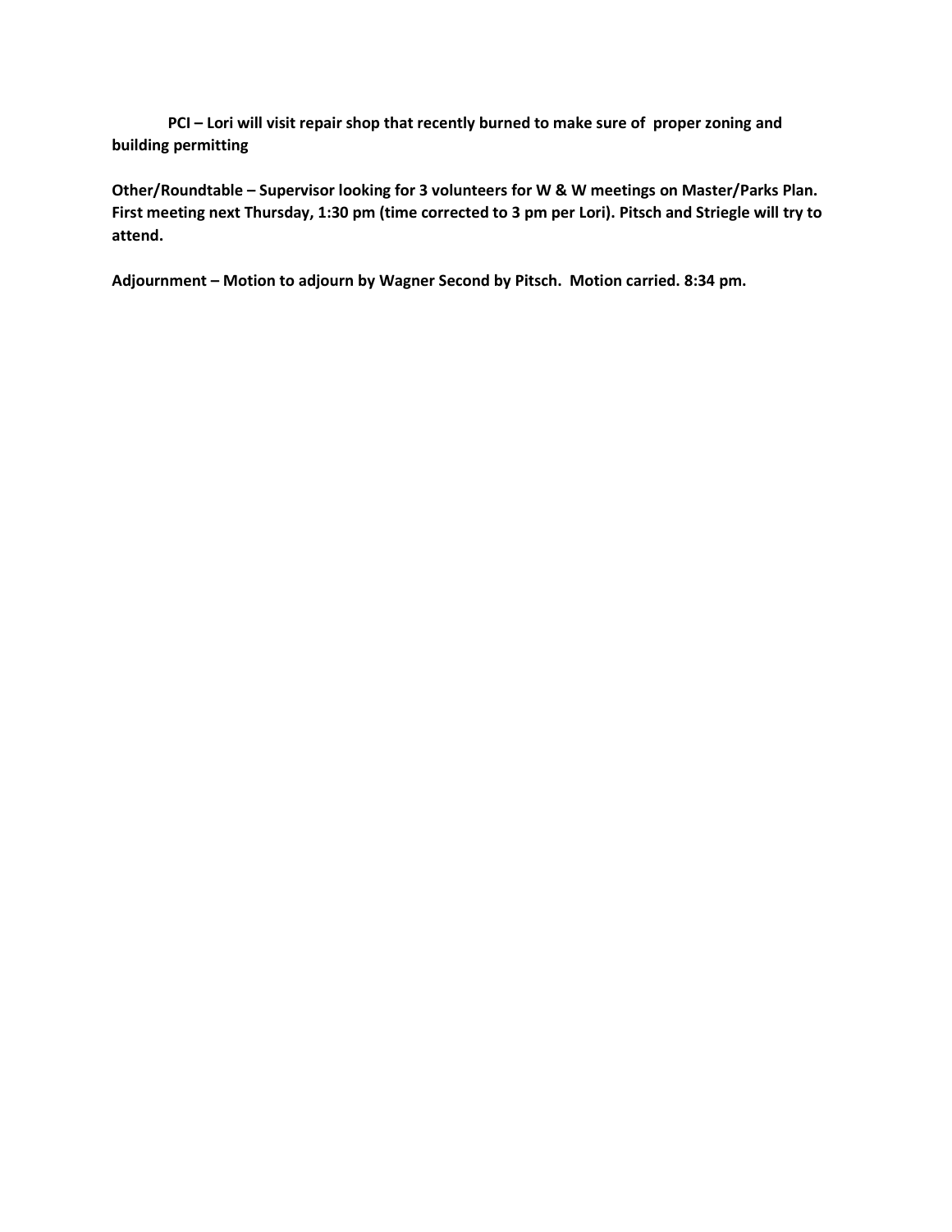**PCI – Lori will visit repair shop that recently burned to make sure of proper zoning and building permitting**

**Other/Roundtable – Supervisor looking for 3 volunteers for W & W meetings on Master/Parks Plan. First meeting next Thursday, 1:30 pm (time corrected to 3 pm per Lori). Pitsch and Striegle will try to attend.**

**Adjournment – Motion to adjourn by Wagner Second by Pitsch. Motion carried. 8:34 pm.**